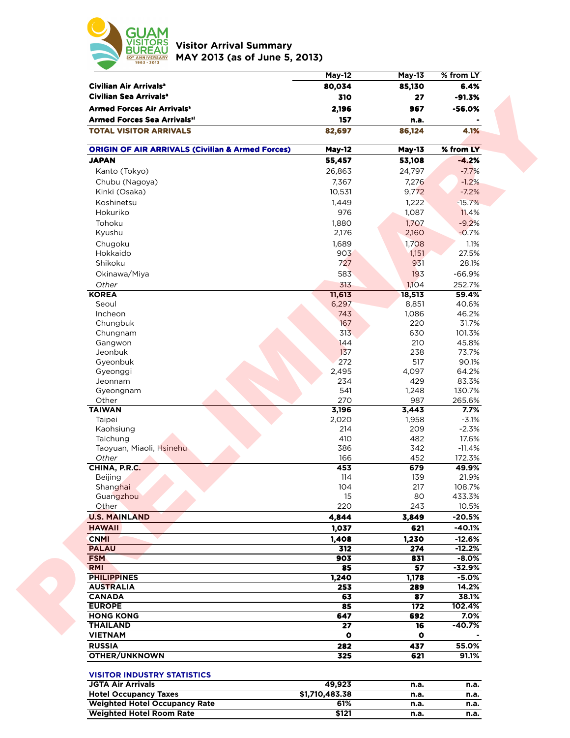# Visitor Arrival Summary
## MAY 2013 (as of June 5, 2013)

| | May-12 | May-13 | % from LY |
|---|---|---|---|
| **Civilian Air Arrivals[a]** | **80,034** | **85,130** | **6.4%** |
| **Civilian Sea Arrivals[a]** | **310** | **27** | **-91.3%** |
| **Armed Forces Air Arrivals[a]** | **2,196** | **967** | **-56.0%** |
| **Armed Forces Sea Arrivals[a1]** | **157** | **n.a.** | **-** |
| **TOTAL VISITOR ARRIVALS** | **82,697** | **86,124** | **4.1%** |

| ORIGIN OF AIR ARRIVALS (Civilian & Armed Forces) | May-12 | May-13 | % from LY |
|---|---|---|---|
| **JAPAN** | **55,457** | **53,108** | **-4.2%** |
| Kanto (Tokyo) | 26,863 | 24,797 | -7.7% |
| Chubu (Nagoya) | 7,367 | 7,276 | -1.2% |
| Kinki (Osaka) | 10,531 | 9,772 | -7.2% |
| Koshinetsu | 1,449 | 1,222 | -15.7% |
| Hokuriko | 976 | 1,087 | 11.4% |
| Tohoku | 1,880 | 1,707 | -9.2% |
| Kyushu | 2,176 | 2,160 | -0.7% |
| Chugoku | 1,689 | 1,708 | 1.1% |
| Hokkaido | 903 | 1,151 | 27.5% |
| Shikoku | 727 | 931 | 28.1% |
| Okinawa/Miya | 583 | 193 | -66.9% |
| *Other* | 313 | 1,104 | 252.7% |
| **KOREA** | **11,613** | **18,513** | **59.4%** |
| Seoul | 6,297 | 8,851 | 40.6% |
| Incheon | 743 | 1,086 | 46.2% |
| Chungbuk | 167 | 220 | 31.7% |
| Chungnam | 313 | 630 | 101.3% |
| Gangwon | 144 | 210 | 45.8% |
| Jeonbuk | 137 | 238 | 73.7% |
| Gyeonbuk | 272 | 517 | 90.1% |
| Gyeonggi | 2,495 | 4,097 | 64.2% |
| Jeonnam | 234 | 429 | 83.3% |
| Gyeongnam | 541 | 1,248 | 130.7% |
| Other | 270 | 987 | 265.6% |
| **TAIWAN** | **3,196** | **3,443** | **7.7%** |
| Taipei | 2,020 | 1,958 | -3.1% |
| Kaohsiung | 214 | 209 | -2.3% |
| Taichung | 410 | 482 | 17.6% |
| Taoyuan, Miaoli, Hsinehu | 386 | 342 | -11.4% |
| *Other* | 166 | 452 | 172.3% |
| **CHINA, P.R.C.** | **453** | **679** | **49.9%** |
| Beijing | 114 | 139 | 21.9% |
| Shanghai | 104 | 217 | 108.7% |
| Guangzhou | 15 | 80 | 433.3% |
| Other | 220 | 243 | 10.5% |
| **U.S. MAINLAND** | **4,844** | **3,849** | **-20.5%** |
| **HAWAII** | **1,037** | **621** | **-40.1%** |
| **CNMI** | **1,408** | **1,230** | **-12.6%** |
| **PALAU** | **312** | **274** | **-12.2%** |
| **FSM** | **903** | **831** | **-8.0%** |
| **RMI** | **85** | **57** | **-32.9%** |
| **PHILIPPINES** | **1,240** | **1,178** | **-5.0%** |
| **AUSTRALIA** | **253** | **289** | **14.2%** |
| **CANADA** | **63** | **87** | **38.1%** |
| **EUROPE** | **85** | **172** | **102.4%** |
| **HONG KONG** | **647** | **692** | **7.0%** |
| **THAILAND** | **27** | **16** | **-40.7%** |
| **VIETNAM** | **0** | **0** | **-** |
| **RUSSIA** | **282** | **437** | **55.0%** |
| **OTHER/UNKNOWN** | **325** | **621** | **91.1%** |

| VISITOR INDUSTRY STATISTICS | | | |
|---|---|---|---|
| **JGTA Air Arrivals** | **49,923** | **n.a.** | **n.a.** |
| **Hotel Occupancy Taxes** | **$1,710,483.38** | **n.a.** | **n.a.** |
| **Weighted Hotel Occupancy Rate** | **61%** | **n.a.** | **n.a.** |
| **Weighted Hotel Room Rate** | **$121** | **n.a.** | **n.a.** |

PRELIMINARY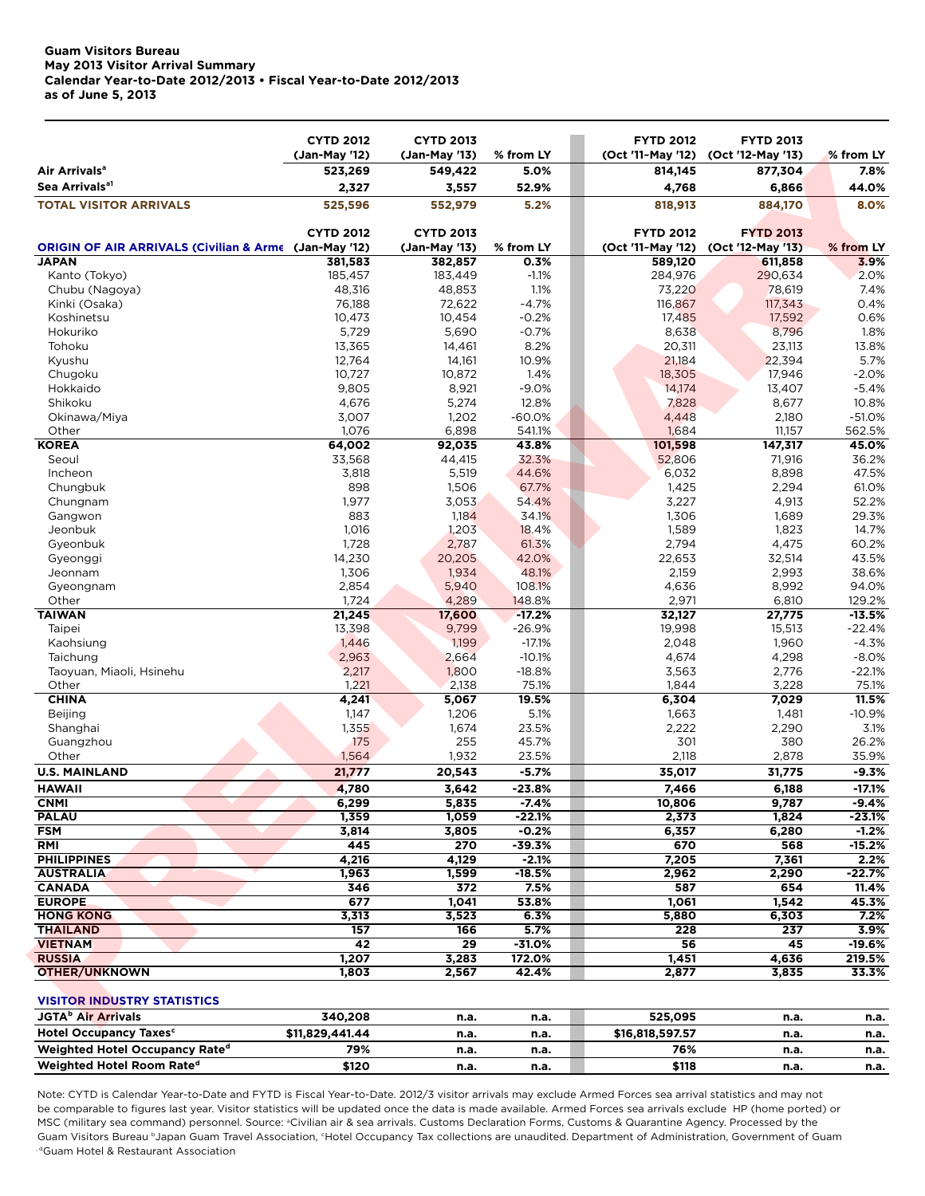**Guam Visitors Bureau**
**May 2013 Visitor Arrival Summary**
**Calendar Year-to-Date 2012/2013 • Fiscal Year-to-Date 2012/2013**
**as of June 5, 2013**

| | CYTD 2012 (Jan-May '12) | CYTD 2013 (Jan-May '13) | % from LY | FYTD 2012 (Oct '11-May '12) | FYTD 2013 (Oct '12-May '13) | % from LY |
|---|---|---|---|---|---|---|
| **Air Arrivals**[a] | 523,269 | 549,422 | 5.0% | 814,145 | 877,304 | 7.8% |
| **Sea Arrivals**[a1] | 2,327 | 3,557 | 52.9% | 4,768 | 6,866 | 44.0% |
| **TOTAL VISITOR ARRIVALS** | 525,596 | 552,979 | 5.2% | 818,913 | 884,170 | 8.0% |

| ORIGIN OF AIR ARRIVALS (Civilian & Arme | CYTD 2012 (Jan-May '12) | CYTD 2013 (Jan-May '13) | % from LY | FYTD 2012 (Oct '11-May '12) | FYTD 2013 (Oct '12-May '13) | % from LY |
|---|---|---|---|---|---|---|
| **JAPAN** | **381,583** | **382,857** | **0.3%** | **589,120** | **611,858** | **3.9%** |
| Kanto (Tokyo) | 185,457 | 183,449 | -1.1% | 284,976 | 290,634 | 2.0% |
| Chubu (Nagoya) | 48,316 | 48,853 | 1.1% | 73,220 | 78,619 | 7.4% |
| Kinki (Osaka) | 76,188 | 72,622 | -4.7% | 116,867 | 117,343 | 0.4% |
| Koshinetsu | 10,473 | 10,454 | -0.2% | 17,485 | 17,592 | 0.6% |
| Hokuriko | 5,729 | 5,690 | -0.7% | 8,638 | 8,796 | 1.8% |
| Tohoku | 13,365 | 14,461 | 8.2% | 20,311 | 23,113 | 13.8% |
| Kyushu | 12,764 | 14,161 | 10.9% | 21,184 | 22,394 | 5.7% |
| Chugoku | 10,727 | 10,872 | 1.4% | 18,305 | 17,946 | -2.0% |
| Hokkaido | 9,805 | 8,921 | -9.0% | 14,174 | 13,407 | -5.4% |
| Shikoku | 4,676 | 5,274 | 12.8% | 7,828 | 8,677 | 10.8% |
| Okinawa/Miya | 3,007 | 1,202 | -60.0% | 4,448 | 2,180 | -51.0% |
| Other | 1,076 | 6,898 | 541.1% | 1,684 | 11,157 | 562.5% |
| **KOREA** | **64,002** | **92,035** | **43.8%** | **101,598** | **147,317** | **45.0%** |
| Seoul | 33,568 | 44,415 | 32.3% | 52,806 | 71,916 | 36.2% |
| Incheon | 3,818 | 5,519 | 44.6% | 6,032 | 8,898 | 47.5% |
| Chungbuk | 898 | 1,506 | 67.7% | 1,425 | 2,294 | 61.0% |
| Chungnam | 1,977 | 3,053 | 54.4% | 3,227 | 4,913 | 52.2% |
| Gangwon | 883 | 1,184 | 34.1% | 1,306 | 1,689 | 29.3% |
| Jeonbuk | 1,016 | 1,203 | 18.4% | 1,589 | 1,823 | 14.7% |
| Gyeonbuk | 1,728 | 2,787 | 61.3% | 2,794 | 4,475 | 60.2% |
| Gyeonggi | 14,230 | 20,205 | 42.0% | 22,653 | 32,514 | 43.5% |
| Jeonnam | 1,306 | 1,934 | 48.1% | 2,159 | 2,993 | 38.6% |
| Gyeongnam | 2,854 | 5,940 | 108.1% | 4,636 | 8,992 | 94.0% |
| Other | 1,724 | 4,289 | 148.8% | 2,971 | 6,810 | 129.2% |
| **TAIWAN** | **21,245** | **17,600** | **-17.2%** | **32,127** | **27,775** | **-13.5%** |
| Taipei | 13,398 | 9,799 | -26.9% | 19,998 | 15,513 | -22.4% |
| Kaohsiung | 1,446 | 1,199 | -17.1% | 2,048 | 1,960 | -4.3% |
| Taichung | 2,963 | 2,664 | -10.1% | 4,674 | 4,298 | -8.0% |
| Taoyuan, Miaoli, Hsinehu | 2,217 | 1,800 | -18.8% | 3,563 | 2,776 | -22.1% |
| Other | 1,221 | 2,138 | 75.1% | 1,844 | 3,228 | 75.1% |
| **CHINA** | **4,241** | **5,067** | **19.5%** | **6,304** | **7,029** | **11.5%** |
| Beijing | 1,147 | 1,206 | 5.1% | 1,663 | 1,481 | -10.9% |
| Shanghai | 1,355 | 1,674 | 23.5% | 2,222 | 2,290 | 3.1% |
| Guangzhou | 175 | 255 | 45.7% | 301 | 380 | 26.2% |
| Other | 1,564 | 1,932 | 23.5% | 2,118 | 2,878 | 35.9% |
| **U.S. MAINLAND** | **21,777** | **20,543** | **-5.7%** | **35,017** | **31,775** | **-9.3%** |
| **HAWAII** | **4,780** | **3,642** | **-23.8%** | **7,466** | **6,188** | **-17.1%** |
| **CNMI** | **6,299** | **5,835** | **-7.4%** | **10,806** | **9,787** | **-9.4%** |
| **PALAU** | **1,359** | **1,059** | **-22.1%** | **2,373** | **1,824** | **-23.1%** |
| **FSM** | **3,814** | **3,805** | **-0.2%** | **6,357** | **6,280** | **-1.2%** |
| **RMI** | **445** | **270** | **-39.3%** | **670** | **568** | **-15.2%** |
| **PHILIPPINES** | **4,216** | **4,129** | **-2.1%** | **7,205** | **7,361** | **2.2%** |
| **AUSTRALIA** | **1,963** | **1,599** | **-18.5%** | **2,962** | **2,290** | **-22.7%** |
| **CANADA** | **346** | **372** | **7.5%** | **587** | **654** | **11.4%** |
| **EUROPE** | **677** | **1,041** | **53.8%** | **1,061** | **1,542** | **45.3%** |
| **HONG KONG** | **3,313** | **3,523** | **6.3%** | **5,880** | **6,303** | **7.2%** |
| **THAILAND** | **157** | **166** | **5.7%** | **228** | **237** | **3.9%** |
| **VIETNAM** | **42** | **29** | **-31.0%** | **56** | **45** | **-19.6%** |
| **RUSSIA** | **1,207** | **3,283** | **172.0%** | **1,451** | **4,636** | **219.5%** |
| **OTHER/UNKNOWN** | **1,803** | **2,567** | **42.4%** | **2,877** | **3,835** | **33.3%** |

**VISITOR INDUSTRY STATISTICS**

| | | | | | | |
|---|---|---|---|---|---|---|
| **JGTA**[b] **Air Arrivals** | 340,208 | n.a. | n.a. | 525,095 | n.a. | n.a. |
| **Hotel Occupancy Taxes**[c] | $11,829,441.44 | n.a. | n.a. | $16,818,597.57 | n.a. | n.a. |
| **Weighted Hotel Occupancy Rate**[d] | 79% | n.a. | n.a. | 76% | n.a. | n.a. |
| **Weighted Hotel Room Rate**[d] | $120 | n.a. | n.a. | $118 | n.a. | n.a. |

Note: CYTD is Calendar Year-to-Date and FYTD is Fiscal Year-to-Date. 2012/3 visitor arrivals may exclude Armed Forces sea arrival statistics and may not be comparable to figures last year. Visitor statistics will be updated once the data is made available. Armed Forces sea arrivals exclude HP (home ported) or MSC (military sea command) personnel. Source: [a]Civilian air & sea arrivals. Customs Declaration Forms, Customs & Quarantine Agency. Processed by the Guam Visitors Bureau [b]Japan Guam Travel Association, [c]Hotel Occupancy Tax collections are unaudited. Department of Administration, Government of Guam [d]Guam Hotel & Restaurant Association